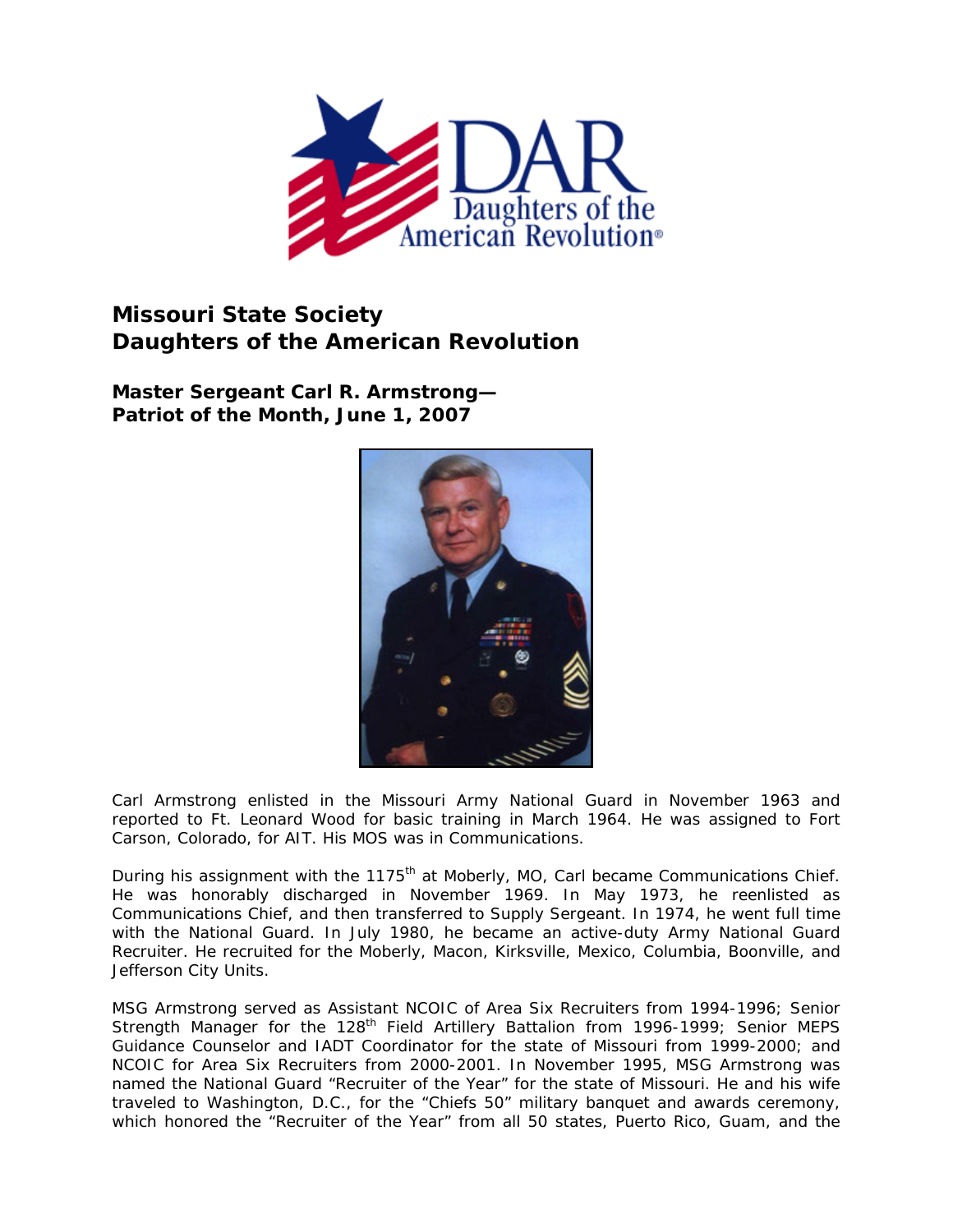# Missouri State Society Daughters of the American Revolution

## Master Sergeant Carl R. Armstrong— Patriot of the Month, June 1, 2007

Carl Armstrong enlisted in the Missouri Army National Guard in November 1963 and reported to Ft. Leonard Wood for basic training in March 1964. He was assigned to Fort Carson, Colorado, for AIT. His MOS was in Communications.

During his assignment with the 1175th at Moberly, MO, Carl became Communications Chief. He was honorably discharged in November 1969. In May 1973, he reenlisted as Communications Chief, and then transferred to Supply Sergeant. In 1974, he went full time with the National Guard. In July 1980, he became an active-duty Army National Guard Recruiter. He recruited for the Moberly, Macon, Kirksville, Mexico, Columbia, Boonville, and Jefferson City Units.

MSG Armstrong served as Assistant NCOIC of Area Six Recruiters from 1994-1996; Senior Strength Manager for the 128th Field Artillery Battalion from 1996-1999; Senior MEPS Guidance Counselor and IADT Coordinator for the state of Missouri from 1999-2000; and NCOIC for Area Six Recruiters from 2000-2001. In November 1995, MSG Armstrong was named the National Guard "Recruiter of the Year" for the state of Missouri. He and his wife traveled to Washington, D.C., for the "Chiefs 50" military banquet and awards ceremony, which honored the "Recruiter of the Year" from all 50 states, Puerto Rico, Guam, and the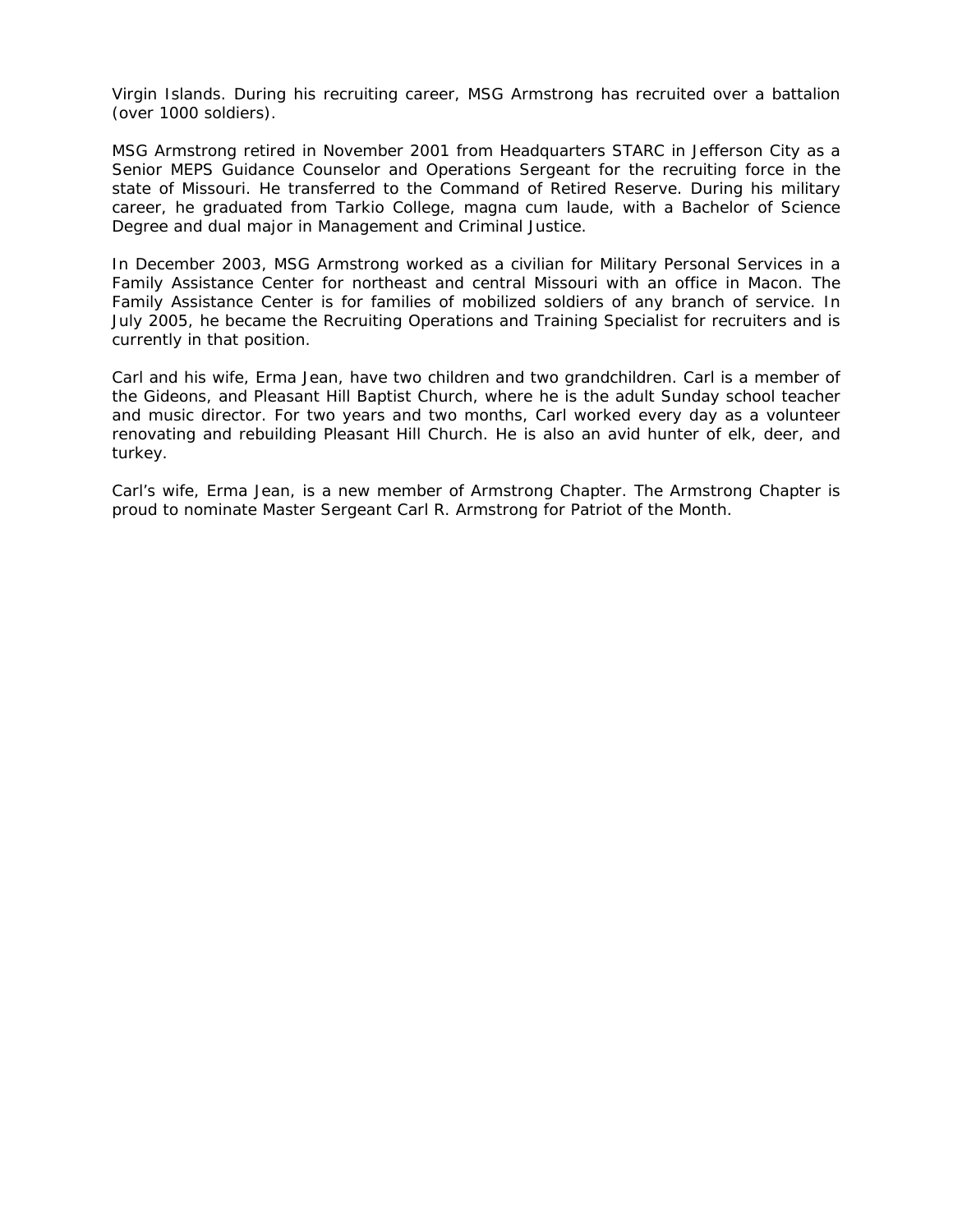Virgin Islands. During his recruiting career, MSG Armstrong has recruited over a battalion (over 1000 soldiers).

MSG Armstrong retired in November 2001 from Headquarters STARC in Jefferson City as a Senior MEPS Guidance Counselor and Operations Sergeant for the recruiting force in the state of Missouri. He transferred to the Command of Retired Reserve. During his military career, he graduated from Tarkio College, magna cum laude, with a Bachelor of Science Degree and dual major in Management and Criminal Justice.

In December 2003, MSG Armstrong worked as a civilian for Military Personal Services in a Family Assistance Center for northeast and central Missouri with an office in Macon. The Family Assistance Center is for families of mobilized soldiers of any branch of service. In July 2005, he became the Recruiting Operations and Training Specialist for recruiters and is currently in that position.

Carl and his wife, Erma Jean, have two children and two grandchildren. Carl is a member of the Gideons, and Pleasant Hill Baptist Church, where he is the adult Sunday school teacher and music director. For two years and two months, Carl worked every day as a volunteer renovating and rebuilding Pleasant Hill Church. He is also an avid hunter of elk, deer, and turkey.

Carl's wife, Erma Jean, is a new member of Armstrong Chapter. The Armstrong Chapter is proud to nominate Master Sergeant Carl R. Armstrong for Patriot of the Month.